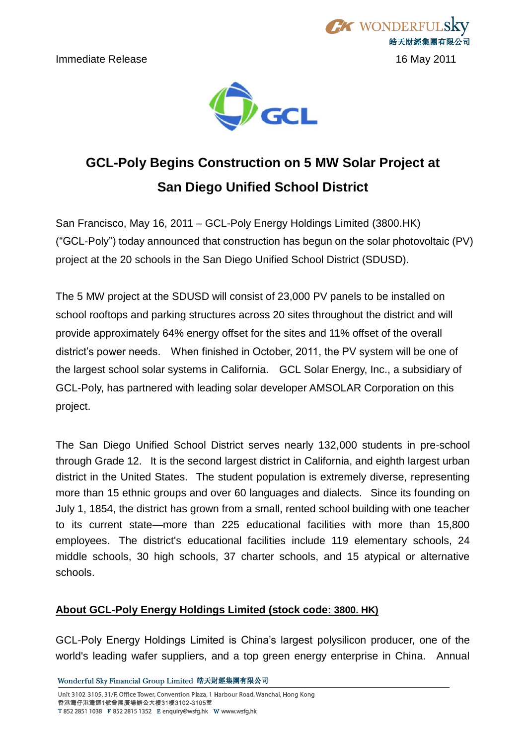Immediate Release 16 May 2011

# GCL-Poly Begins Construction on 5 MW Solar Project at San Diego Unified School District

San Francisco, May 16, 2011 – GCL-Poly Energy Holdings Limited (3800.HK) ("GCL-Poly") today announced that construction has begun on the solar photovoltaic (PV) project at the 20 schools in the San Diego Unified School District (SDUSD).

The 5 MW project at the SDUSD will consist of 23,000 PV panels to be installed on school rooftops and parking structures across 20 sites throughout the district and will provide approximately 64% energy offset for the sites and 11% offset of the overall district's power needs. When finished in October, 2011, the PV system will be one of the largest school solar systems in California. GCL Solar Energy, Inc., a subsidiary of GCL-Poly, has partnered with leading solar developer AMSOLAR Corporation on this project.

The San Diego Unified School District serves nearly 132,000 students in pre-school through Grade 12. It is the second largest district in California, and eighth largest urban district in the United States. The student population is extremely diverse, representing more than 15 ethnic groups and over 60 languages and dialects. Since its founding on July 1, 1854, the district has grown from a small, rented school building with one teacher to its current state—more than 225 educational facilities with more than 15,800 employees. The district's educational facilities include 119 elementary schools, 24 middle schools, 30 high schools, 37 charter schools, and 15 atypical or alternative schools.

## About GCL-Poly Energy Holdings Limited (stock code: 3800. HK)

GCL-Poly Energy Holdings Limited is China's largest polysilicon producer, one of the world's leading wafer suppliers, and a top green energy enterprise in China. Annual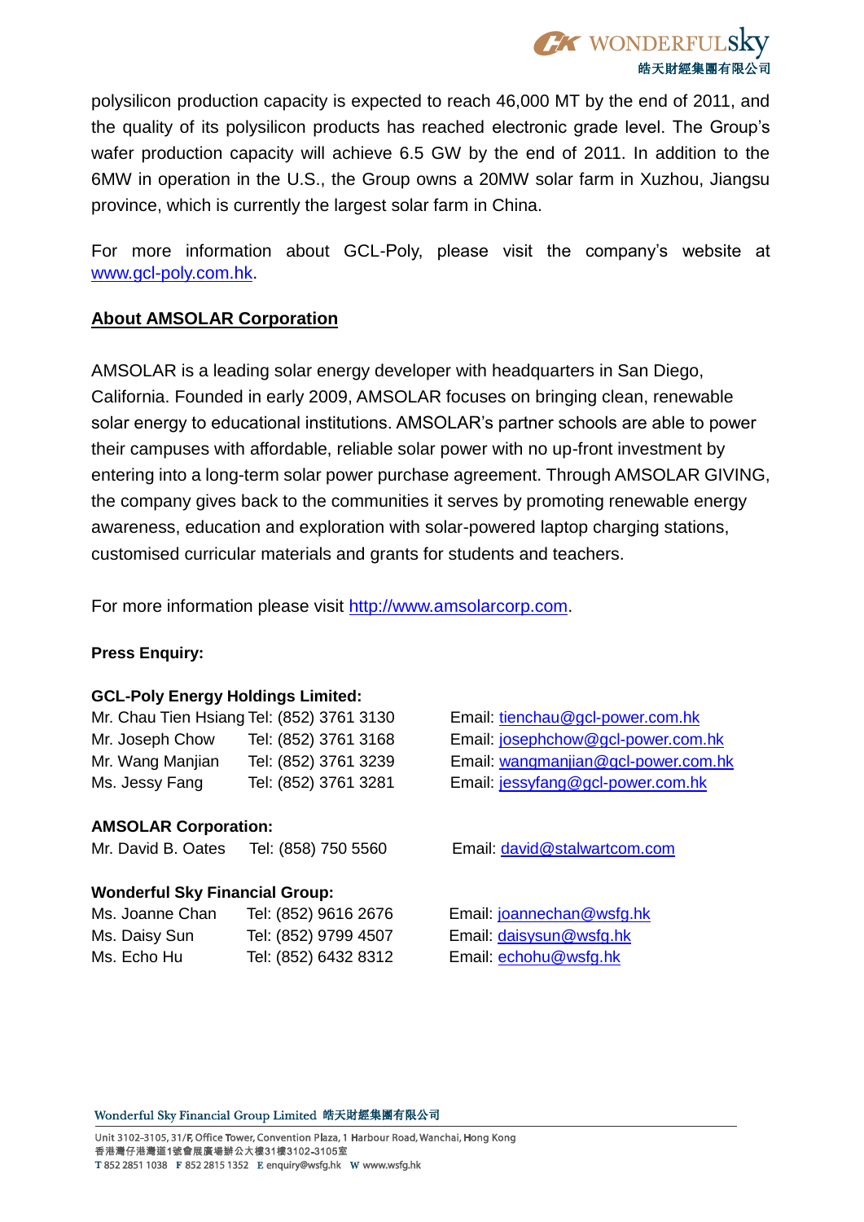polysilicon production capacity is expected to reach 46,000 MT by the end of 2011, and the quality of its polysilicon products has reached electronic grade level. The Group's wafer production capacity will achieve 6.5 GW by the end of 2011. In addition to the 6MW in operation in the U.S., the Group owns a 20MW solar farm in Xuzhou, Jiangsu province, which is currently the largest solar farm in China.

For more information about GCL-Poly, please visit the company's website at www.gcl-poly.com.hk.

## About AMSOLAR Corporation

AMSOLAR is a leading solar energy developer with headquarters in San Diego, California. Founded in early 2009, AMSOLAR focuses on bringing clean, renewable solar energy to educational institutions. AMSOLAR's partner schools are able to power their campuses with affordable, reliable solar power with no up-front investment by entering into a long-term solar power purchase agreement. Through AMSOLAR GIVING, the company gives back to the communities it serves by promoting renewable energy awareness, education and exploration with solar-powered laptop charging stations, customised curricular materials and grants for students and teachers.

For more information please visit http://www.amsolarcorp.com.

**Press Enquiry:**

**GCL-Poly Energy Holdings Limited:**

| | | |
|---|---|---|
| Mr. Chau Tien Hsiang | Tel: (852) 3761 3130 | Email: tienchau@gcl-power.com.hk |
| Mr. Joseph Chow | Tel: (852) 3761 3168 | Email: josephchow@gcl-power.com.hk |
| Mr. Wang Manjian | Tel: (852) 3761 3239 | Email: wangmanjian@gcl-power.com.hk |
| Ms. Jessy Fang | Tel: (852) 3761 3281 | Email: jessyfang@gcl-power.com.hk |

**AMSOLAR Corporation:**

| | | |
|---|---|---|
| Mr. David B. Oates | Tel: (858) 750 5560 | Email: david@stalwartcom.com |

**Wonderful Sky Financial Group:**

| | | |
|---|---|---|
| Ms. Joanne Chan | Tel: (852) 9616 2676 | Email: joannechan@wsfg.hk |
| Ms. Daisy Sun | Tel: (852) 9799 4507 | Email: daisysun@wsfg.hk |
| Ms. Echo Hu | Tel: (852) 6432 8312 | Email: echohu@wsfg.hk |